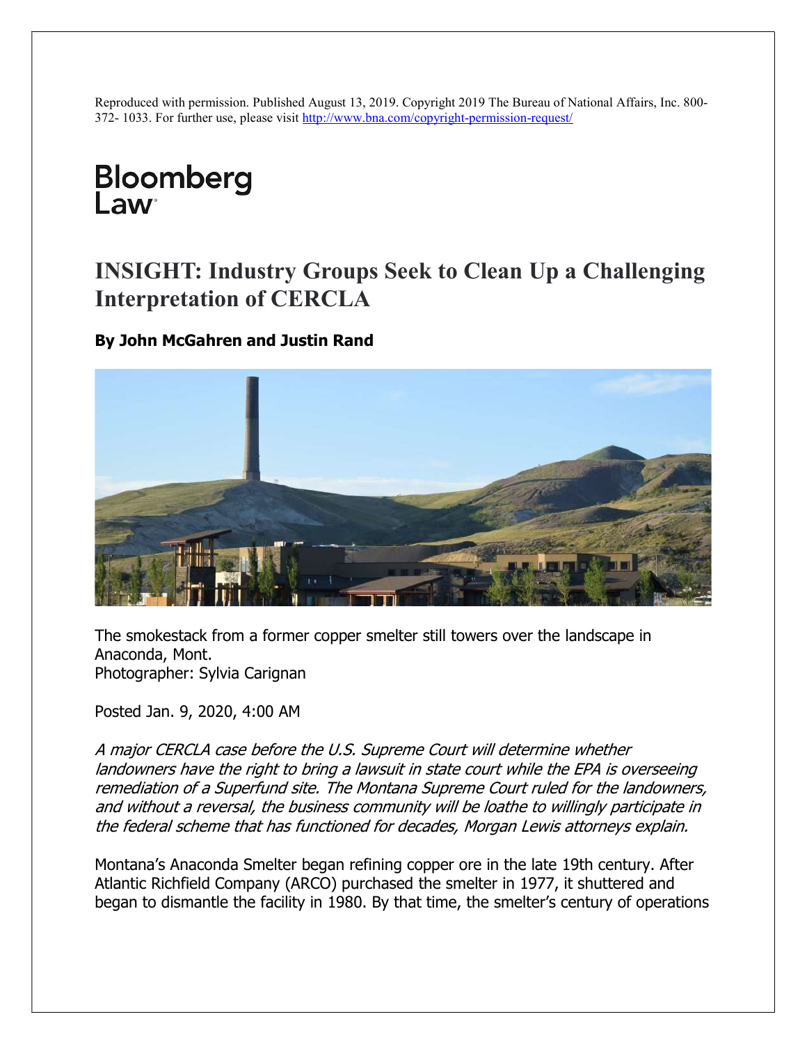Reproduced with permission. Published August 13, 2019. Copyright 2019 The Bureau of National Affairs, Inc. 800-372- 1033. For further use, please visit http://www.bna.com/copyright-permission-request/

Bloomberg Law

# INSIGHT: Industry Groups Seek to Clean Up a Challenging Interpretation of CERCLA

**By John McGahren and Justin Rand**

The smokestack from a former copper smelter still towers over the landscape in Anaconda, Mont.
Photographer: Sylvia Carignan

Posted Jan. 9, 2020, 4:00 AM

*A major CERCLA case before the U.S. Supreme Court will determine whether landowners have the right to bring a lawsuit in state court while the EPA is overseeing remediation of a Superfund site. The Montana Supreme Court ruled for the landowners, and without a reversal, the business community will be loathe to willingly participate in the federal scheme that has functioned for decades, Morgan Lewis attorneys explain.*

Montana's Anaconda Smelter began refining copper ore in the late 19th century. After Atlantic Richfield Company (ARCO) purchased the smelter in 1977, it shuttered and began to dismantle the facility in 1980. By that time, the smelter's century of operations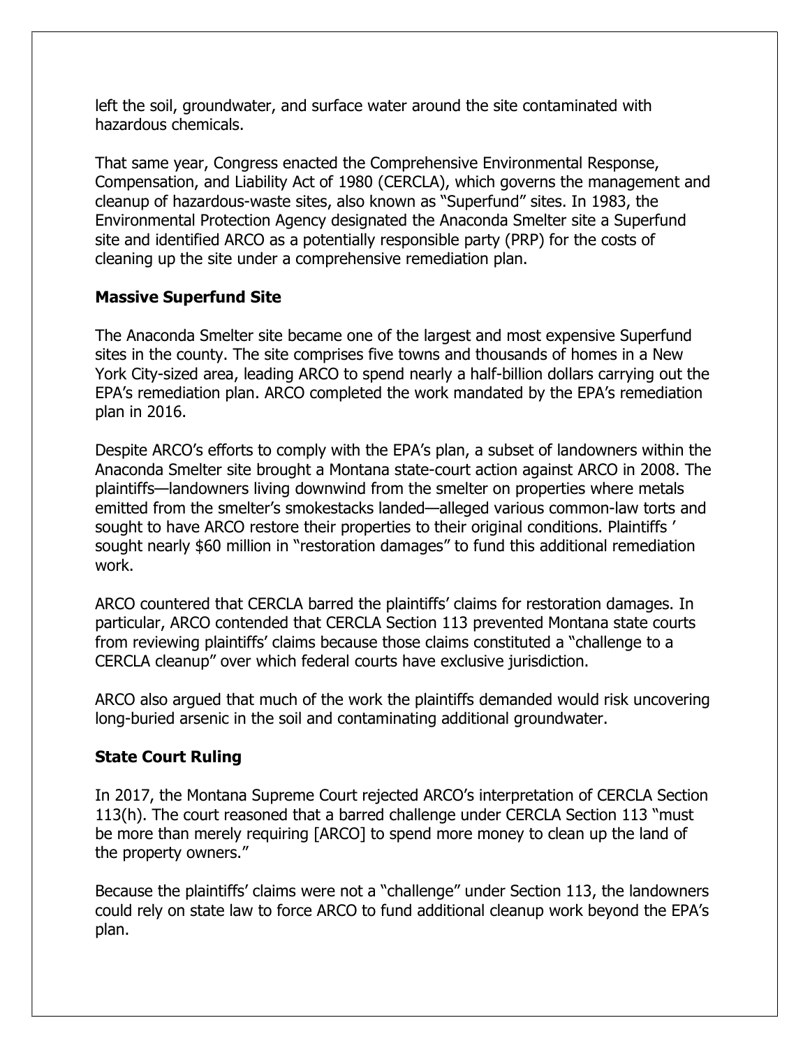left the soil, groundwater, and surface water around the site contaminated with hazardous chemicals.

That same year, Congress enacted the Comprehensive Environmental Response, Compensation, and Liability Act of 1980 (CERCLA), which governs the management and cleanup of hazardous-waste sites, also known as "Superfund" sites. In 1983, the Environmental Protection Agency designated the Anaconda Smelter site a Superfund site and identified ARCO as a potentially responsible party (PRP) for the costs of cleaning up the site under a comprehensive remediation plan.

**Massive Superfund Site**

The Anaconda Smelter site became one of the largest and most expensive Superfund sites in the county. The site comprises five towns and thousands of homes in a New York City-sized area, leading ARCO to spend nearly a half-billion dollars carrying out the EPA's remediation plan. ARCO completed the work mandated by the EPA's remediation plan in 2016.

Despite ARCO's efforts to comply with the EPA's plan, a subset of landowners within the Anaconda Smelter site brought a Montana state-court action against ARCO in 2008. The plaintiffs—landowners living downwind from the smelter on properties where metals emitted from the smelter's smokestacks landed—alleged various common-law torts and sought to have ARCO restore their properties to their original conditions. Plaintiffs ' sought nearly $60 million in "restoration damages" to fund this additional remediation work.

ARCO countered that CERCLA barred the plaintiffs' claims for restoration damages. In particular, ARCO contended that CERCLA Section 113 prevented Montana state courts from reviewing plaintiffs' claims because those claims constituted a "challenge to a CERCLA cleanup" over which federal courts have exclusive jurisdiction.

ARCO also argued that much of the work the plaintiffs demanded would risk uncovering long-buried arsenic in the soil and contaminating additional groundwater.

**State Court Ruling**

In 2017, the Montana Supreme Court rejected ARCO's interpretation of CERCLA Section 113(h). The court reasoned that a barred challenge under CERCLA Section 113 "must be more than merely requiring [ARCO] to spend more money to clean up the land of the property owners."

Because the plaintiffs' claims were not a "challenge" under Section 113, the landowners could rely on state law to force ARCO to fund additional cleanup work beyond the EPA's plan.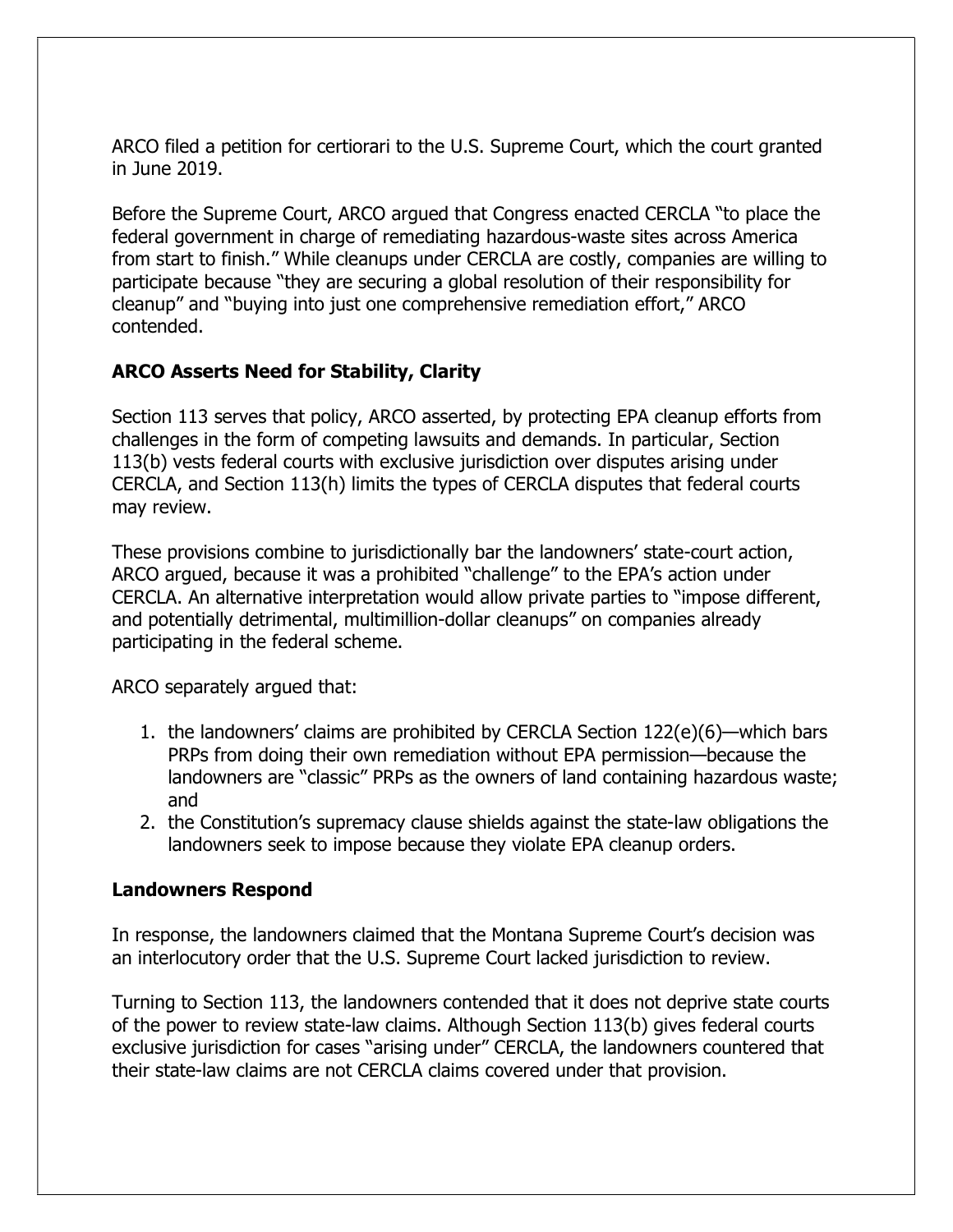ARCO filed a petition for certiorari to the U.S. Supreme Court, which the court granted in June 2019.

Before the Supreme Court, ARCO argued that Congress enacted CERCLA "to place the federal government in charge of remediating hazardous-waste sites across America from start to finish." While cleanups under CERCLA are costly, companies are willing to participate because "they are securing a global resolution of their responsibility for cleanup" and "buying into just one comprehensive remediation effort," ARCO contended.

### ARCO Asserts Need for Stability, Clarity

Section 113 serves that policy, ARCO asserted, by protecting EPA cleanup efforts from challenges in the form of competing lawsuits and demands. In particular, Section 113(b) vests federal courts with exclusive jurisdiction over disputes arising under CERCLA, and Section 113(h) limits the types of CERCLA disputes that federal courts may review.

These provisions combine to jurisdictionally bar the landowners' state-court action, ARCO argued, because it was a prohibited "challenge" to the EPA's action under CERCLA. An alternative interpretation would allow private parties to "impose different, and potentially detrimental, multimillion-dollar cleanups" on companies already participating in the federal scheme.

ARCO separately argued that:

1. the landowners' claims are prohibited by CERCLA Section 122(e)(6)—which bars PRPs from doing their own remediation without EPA permission—because the landowners are "classic" PRPs as the owners of land containing hazardous waste; and
2. the Constitution's supremacy clause shields against the state-law obligations the landowners seek to impose because they violate EPA cleanup orders.

### Landowners Respond

In response, the landowners claimed that the Montana Supreme Court's decision was an interlocutory order that the U.S. Supreme Court lacked jurisdiction to review.

Turning to Section 113, the landowners contended that it does not deprive state courts of the power to review state-law claims. Although Section 113(b) gives federal courts exclusive jurisdiction for cases "arising under" CERCLA, the landowners countered that their state-law claims are not CERCLA claims covered under that provision.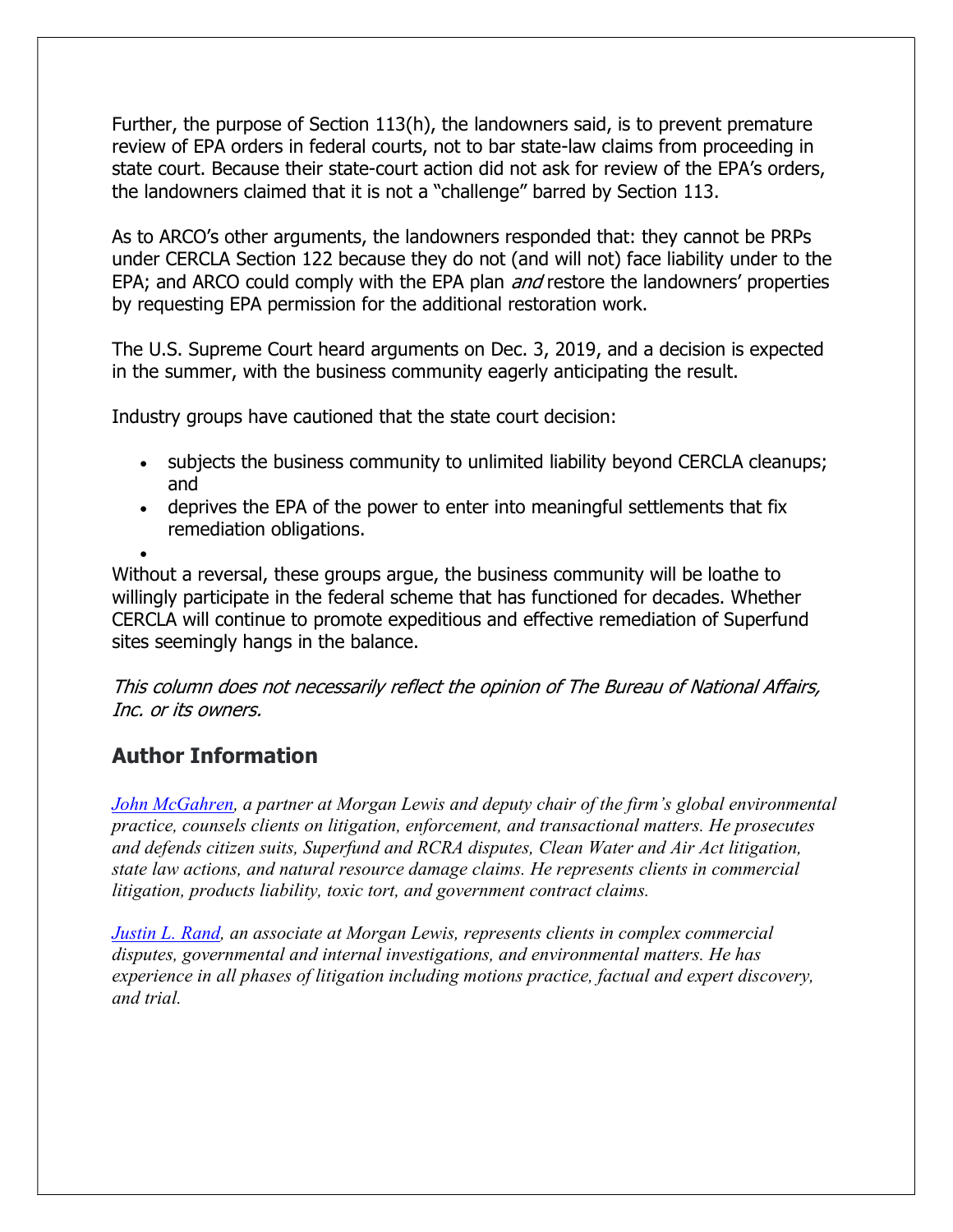Further, the purpose of Section 113(h), the landowners said, is to prevent premature review of EPA orders in federal courts, not to bar state-law claims from proceeding in state court. Because their state-court action did not ask for review of the EPA's orders, the landowners claimed that it is not a "challenge" barred by Section 113.

As to ARCO's other arguments, the landowners responded that: they cannot be PRPs under CERCLA Section 122 because they do not (and will not) face liability under to the EPA; and ARCO could comply with the EPA plan *and* restore the landowners' properties by requesting EPA permission for the additional restoration work.

The U.S. Supreme Court heard arguments on Dec. 3, 2019, and a decision is expected in the summer, with the business community eagerly anticipating the result.

Industry groups have cautioned that the state court decision:

- subjects the business community to unlimited liability beyond CERCLA cleanups; and
- deprives the EPA of the power to enter into meaningful settlements that fix remediation obligations.

Without a reversal, these groups argue, the business community will be loathe to willingly participate in the federal scheme that has functioned for decades. Whether CERCLA will continue to promote expeditious and effective remediation of Superfund sites seemingly hangs in the balance.

*This column does not necessarily reflect the opinion of The Bureau of National Affairs, Inc. or its owners.*

## Author Information

*John McGahren, a partner at Morgan Lewis and deputy chair of the firm's global environmental practice, counsels clients on litigation, enforcement, and transactional matters. He prosecutes and defends citizen suits, Superfund and RCRA disputes, Clean Water and Air Act litigation, state law actions, and natural resource damage claims. He represents clients in commercial litigation, products liability, toxic tort, and government contract claims.*

*Justin L. Rand, an associate at Morgan Lewis, represents clients in complex commercial disputes, governmental and internal investigations, and environmental matters. He has experience in all phases of litigation including motions practice, factual and expert discovery, and trial.*